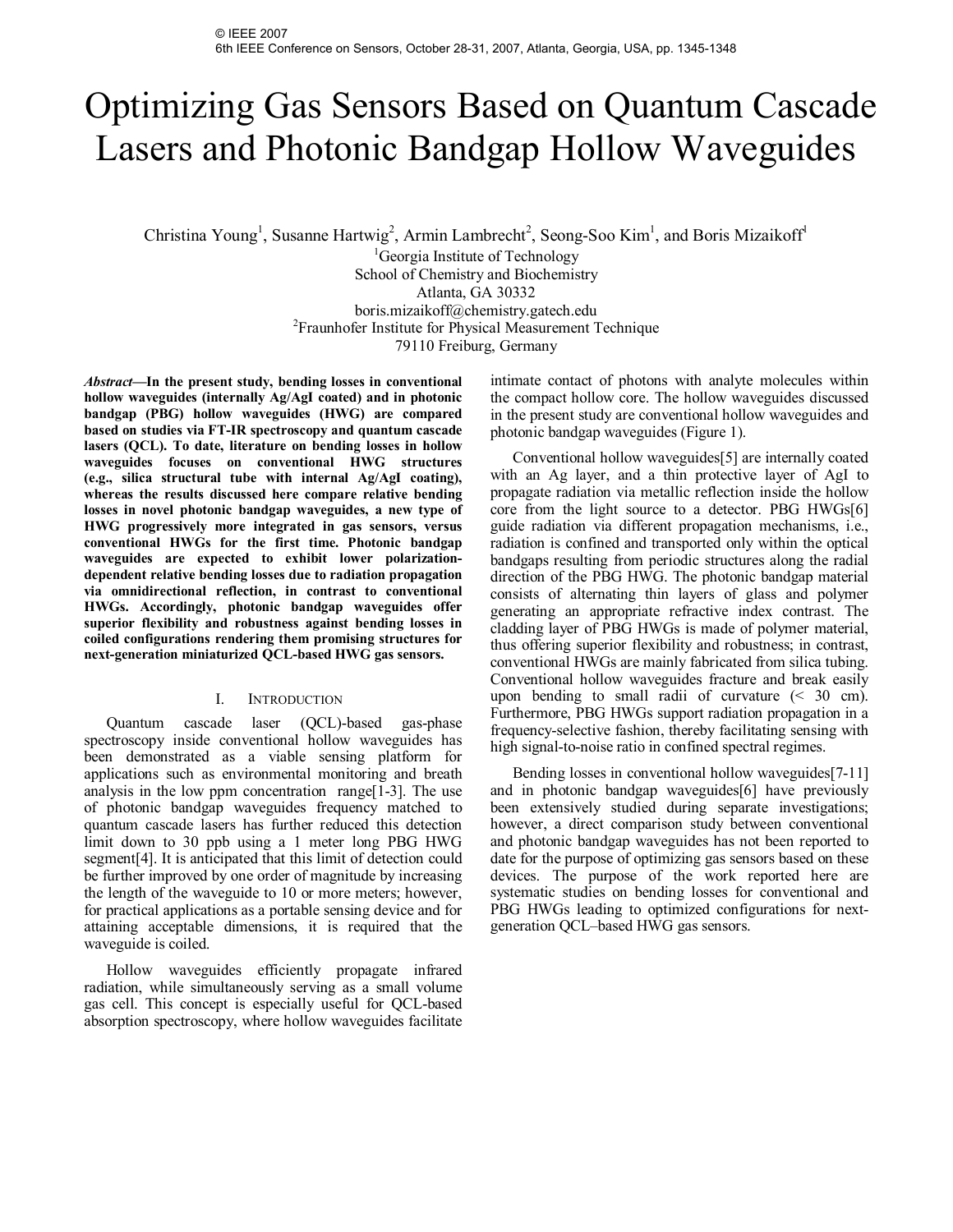© IEEE 2007
6th IEEE Conference on Sensors, October 28-31, 2007, Atlanta, Georgia, USA, pp. 1345-1348

# Optimizing Gas Sensors Based on Quantum Cascade Lasers and Photonic Bandgap Hollow Waveguides

Christina Young[1], Susanne Hartwig[2], Armin Lambrecht[2], Seong-Soo Kim[1], and Boris Mizaikoff[1]

[1]Georgia Institute of Technology
School of Chemistry and Biochemistry
Atlanta, GA 30332
boris.mizaikoff@chemistry.gatech.edu
[2]Fraunhofer Institute for Physical Measurement Technique
79110 Freiburg, Germany

***Abstract*—In the present study, bending losses in conventional hollow waveguides (internally Ag/AgI coated) and in photonic bandgap (PBG) hollow waveguides (HWG) are compared based on studies via FT-IR spectroscopy and quantum cascade lasers (QCL). To date, literature on bending losses in hollow waveguides focuses on conventional HWG structures (e.g., silica structural tube with internal Ag/AgI coating), whereas the results discussed here compare relative bending losses in novel photonic bandgap waveguides, a new type of HWG progressively more integrated in gas sensors, versus conventional HWGs for the first time. Photonic bandgap waveguides are expected to exhibit lower polarization-dependent relative bending losses due to radiation propagation via omnidirectional reflection, in contrast to conventional HWGs. Accordingly, photonic bandgap waveguides offer superior flexibility and robustness against bending losses in coiled configurations rendering them promising structures for next-generation miniaturized QCL-based HWG gas sensors.**

## I. INTRODUCTION

Quantum cascade laser (QCL)-based gas-phase spectroscopy inside conventional hollow waveguides has been demonstrated as a viable sensing platform for applications such as environmental monitoring and breath analysis in the low ppm concentration range[1-3]. The use of photonic bandgap waveguides frequency matched to quantum cascade lasers has further reduced this detection limit down to 30 ppb using a 1 meter long PBG HWG segment[4]. It is anticipated that this limit of detection could be further improved by one order of magnitude by increasing the length of the waveguide to 10 or more meters; however, for practical applications as a portable sensing device and for attaining acceptable dimensions, it is required that the waveguide is coiled.

Hollow waveguides efficiently propagate infrared radiation, while simultaneously serving as a small volume gas cell. This concept is especially useful for QCL-based absorption spectroscopy, where hollow waveguides facilitate intimate contact of photons with analyte molecules within the compact hollow core. The hollow waveguides discussed in the present study are conventional hollow waveguides and photonic bandgap waveguides (Figure 1).

Conventional hollow waveguides[5] are internally coated with an Ag layer, and a thin protective layer of AgI to propagate radiation via metallic reflection inside the hollow core from the light source to a detector. PBG HWGs[6] guide radiation via different propagation mechanisms, i.e., radiation is confined and transported only within the optical bandgaps resulting from periodic structures along the radial direction of the PBG HWG. The photonic bandgap material consists of alternating thin layers of glass and polymer generating an appropriate refractive index contrast. The cladding layer of PBG HWGs is made of polymer material, thus offering superior flexibility and robustness; in contrast, conventional HWGs are mainly fabricated from silica tubing. Conventional hollow waveguides fracture and break easily upon bending to small radii of curvature (< 30 cm). Furthermore, PBG HWGs support radiation propagation in a frequency-selective fashion, thereby facilitating sensing with high signal-to-noise ratio in confined spectral regimes.

Bending losses in conventional hollow waveguides[7-11] and in photonic bandgap waveguides[6] have previously been extensively studied during separate investigations; however, a direct comparison study between conventional and photonic bandgap waveguides has not been reported to date for the purpose of optimizing gas sensors based on these devices. The purpose of the work reported here are systematic studies on bending losses for conventional and PBG HWGs leading to optimized configurations for next-generation QCL–based HWG gas sensors.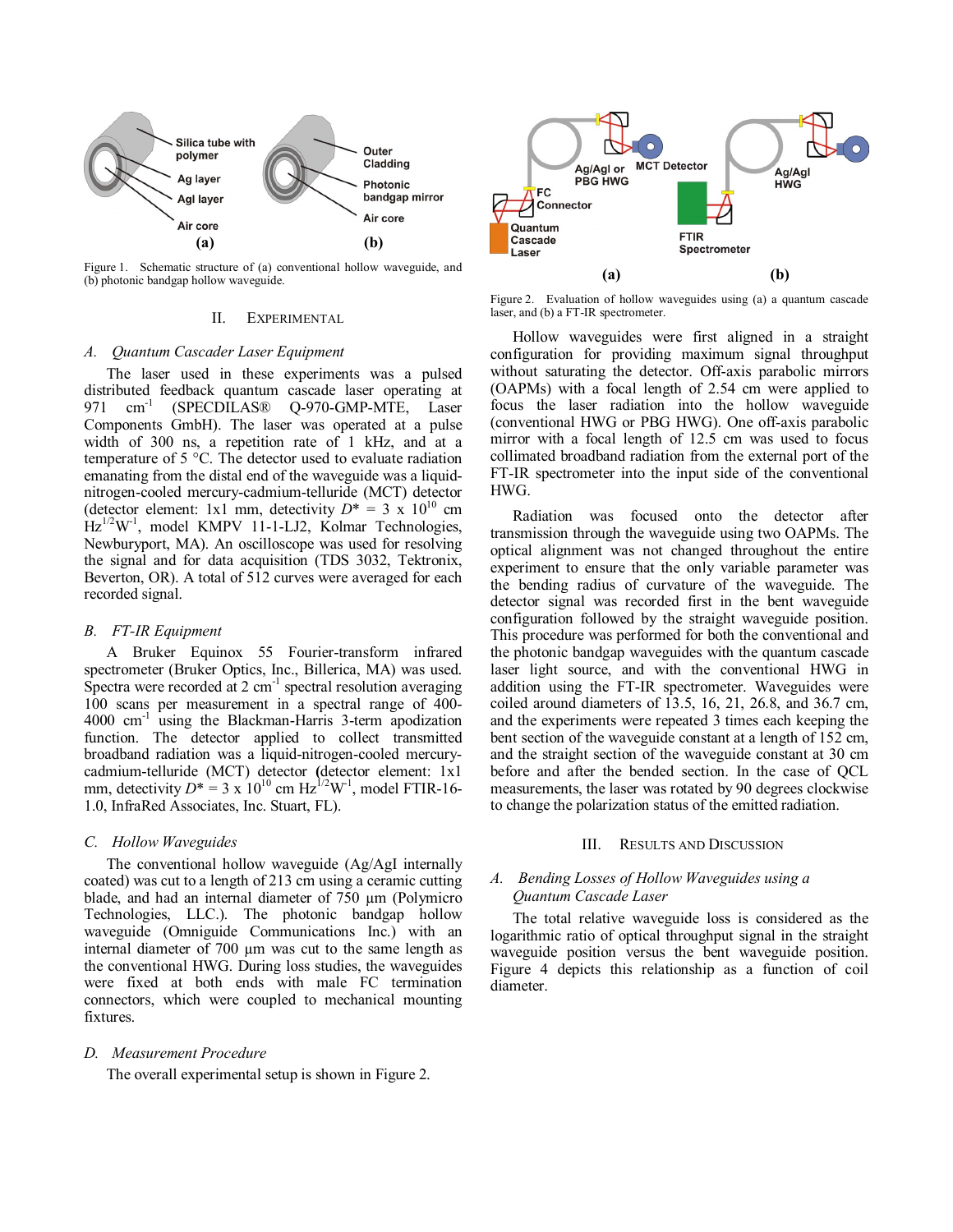Figure 1. Schematic structure of (a) conventional hollow waveguide, and (b) photonic bandgap hollow waveguide.

Figure 2. Evaluation of hollow waveguides using (a) a quantum cascade laser, and (b) a FT-IR spectrometer.

## II. Experimental

### A. Quantum Cascader Laser Equipment

The laser used in these experiments was a pulsed distributed feedback quantum cascade laser operating at 971 $cm^{-1}$ (SPECDILAS® Q-970-GMP-MTE, Laser Components GmbH). The laser was operated at a pulse width of 300 ns, a repetition rate of 1 kHz, and at a temperature of 5 °C. The detector used to evaluate radiation emanating from the distal end of the waveguide was a liquid-nitrogen-cooled mercury-cadmium-telluride (MCT) detector (detector element: 1x1 mm, detectivity $D^* = 3 \times 10^{10}$ cm $Hz^{1/2}W^{-1}$, model KMPV 11-1-LJ2, Kolmar Technologies, Newburyport, MA). An oscilloscope was used for resolving the signal and for data acquisition (TDS 3032, Tektronix, Beverton, OR). A total of 512 curves were averaged for each recorded signal.

### B. FT-IR Equipment

A Bruker Equinox 55 Fourier-transform infrared spectrometer (Bruker Optics, Inc., Billerica, MA) was used. Spectra were recorded at 2 $cm^{-1}$ spectral resolution averaging 100 scans per measurement in a spectral range of 400-4000 $cm^{-1}$ using the Blackman-Harris 3-term apodization function. The detector applied to collect transmitted broadband radiation was a liquid-nitrogen-cooled mercury-cadmium-telluride (MCT) detector (detector element: 1x1 mm, detectivity $D^* = 3 \times 10^{10}$ cm $Hz^{1/2}W^{-1}$, model FTIR-16-1.0, InfraRed Associates, Inc. Stuart, FL).

### C. Hollow Waveguides

The conventional hollow waveguide (Ag/AgI internally coated) was cut to a length of 213 cm using a ceramic cutting blade, and had an internal diameter of 750 µm (Polymicro Technologies, LLC.). The photonic bandgap hollow waveguide (Omniguide Communications Inc.) with an internal diameter of 700 µm was cut to the same length as the conventional HWG. During loss studies, the waveguides were fixed at both ends with male FC termination connectors, which were coupled to mechanical mounting fixtures.

### D. Measurement Procedure

The overall experimental setup is shown in Figure 2.

Hollow waveguides were first aligned in a straight configuration for providing maximum signal throughput without saturating the detector. Off-axis parabolic mirrors (OAPMs) with a focal length of 2.54 cm were applied to focus the laser radiation into the hollow waveguide (conventional HWG or PBG HWG). One off-axis parabolic mirror with a focal length of 12.5 cm was used to focus collimated broadband radiation from the external port of the FT-IR spectrometer into the input side of the conventional HWG.

Radiation was focused onto the detector after transmission through the waveguide using two OAPMs. The optical alignment was not changed throughout the entire experiment to ensure that the only variable parameter was the bending radius of curvature of the waveguide. The detector signal was recorded first in the bent waveguide configuration followed by the straight waveguide position. This procedure was performed for both the conventional and the photonic bandgap waveguides with the quantum cascade laser light source, and with the conventional HWG in addition using the FT-IR spectrometer. Waveguides were coiled around diameters of 13.5, 16, 21, 26.8, and 36.7 cm, and the experiments were repeated 3 times each keeping the bent section of the waveguide constant at a length of 152 cm, and the straight section of the waveguide constant at 30 cm before and after the bended section. In the case of QCL measurements, the laser was rotated by 90 degrees clockwise to change the polarization status of the emitted radiation.

## III. Results and Discussion

### A. Bending Losses of Hollow Waveguides using a Quantum Cascade Laser

The total relative waveguide loss is considered as the logarithmic ratio of optical throughput signal in the straight waveguide position versus the bent waveguide position. Figure 4 depicts this relationship as a function of coil diameter.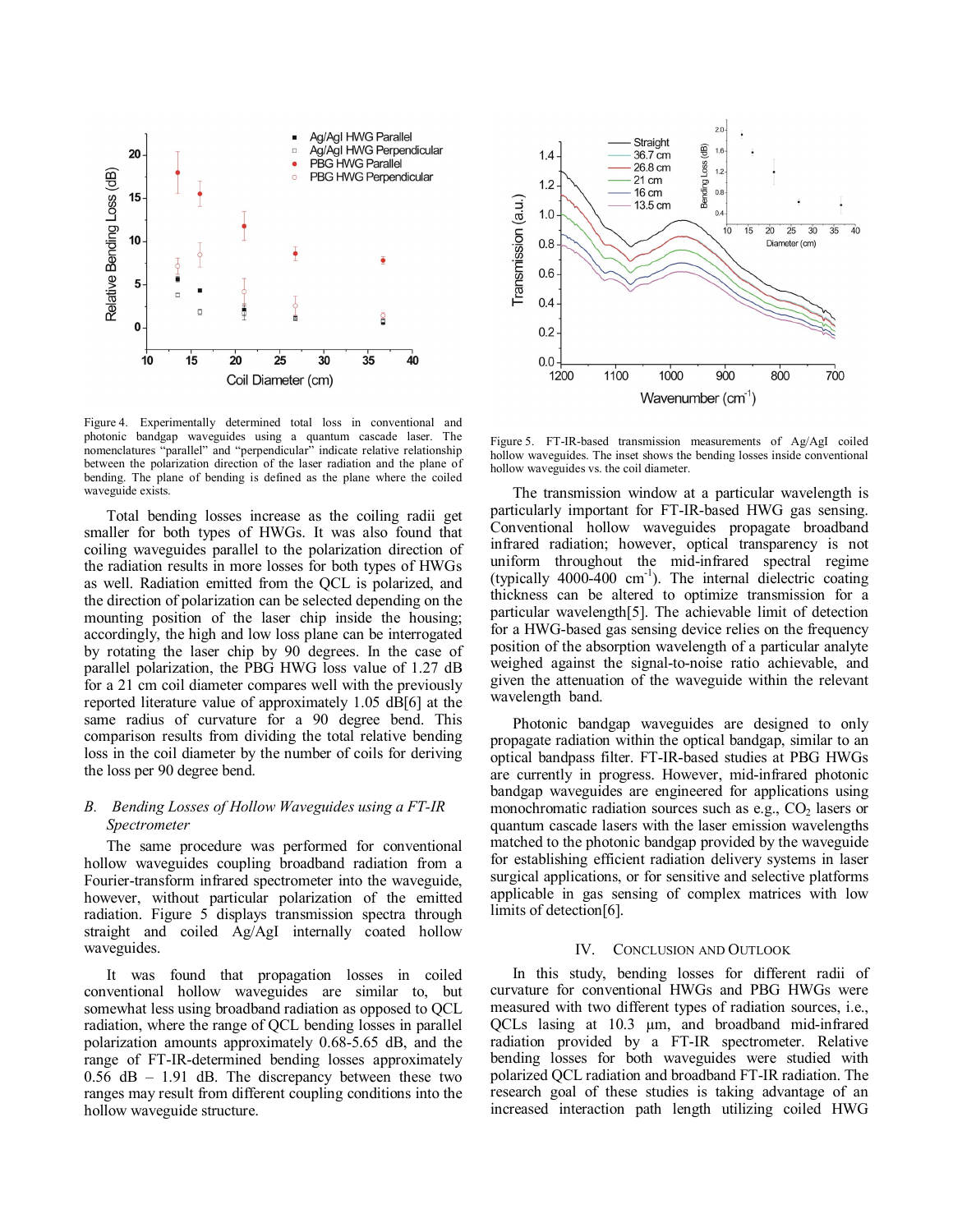Figure 4. Experimentally determined total loss in conventional and photonic bandgap waveguides using a quantum cascade laser. The nomenclatures "parallel" and "perpendicular" indicate relative relationship between the polarization direction of the laser radiation and the plane of bending. The plane of bending is defined as the plane where the coiled waveguide exists.

Figure 5. FT-IR-based transmission measurements of Ag/AgI coiled hollow waveguides. The inset shows the bending losses inside conventional hollow waveguides vs. the coil diameter.

Total bending losses increase as the coiling radii get smaller for both types of HWGs. It was also found that coiling waveguides parallel to the polarization direction of the radiation results in more losses for both types of HWGs as well. Radiation emitted from the QCL is polarized, and the direction of polarization can be selected depending on the mounting position of the laser chip inside the housing; accordingly, the high and low loss plane can be interrogated by rotating the laser chip by 90 degrees. In the case of parallel polarization, the PBG HWG loss value of 1.27 dB for a 21 cm coil diameter compares well with the previously reported literature value of approximately 1.05 dB[6] at the same radius of curvature for a 90 degree bend. This comparison results from dividing the total relative bending loss in the coil diameter by the number of coils for deriving the loss per 90 degree bend.

### *B. Bending Losses of Hollow Waveguides using a FT-IR Spectrometer*

The same procedure was performed for conventional hollow waveguides coupling broadband radiation from a Fourier-transform infrared spectrometer into the waveguide, however, without particular polarization of the emitted radiation. Figure 5 displays transmission spectra through straight and coiled Ag/AgI internally coated hollow waveguides.

It was found that propagation losses in coiled conventional hollow waveguides are similar to, but somewhat less using broadband radiation as opposed to QCL radiation, where the range of QCL bending losses in parallel polarization amounts approximately 0.68-5.65 dB, and the range of FT-IR-determined bending losses approximately 0.56 dB – 1.91 dB. The discrepancy between these two ranges may result from different coupling conditions into the hollow waveguide structure.

The transmission window at a particular wavelength is particularly important for FT-IR-based HWG gas sensing. Conventional hollow waveguides propagate broadband infrared radiation; however, optical transparency is not uniform throughout the mid-infrared spectral regime (typically 4000-400 $cm^{-1}$). The internal dielectric coating thickness can be altered to optimize transmission for a particular wavelength[5]. The achievable limit of detection for a HWG-based gas sensing device relies on the frequency position of the absorption wavelength of a particular analyte weighed against the signal-to-noise ratio achievable, and given the attenuation of the waveguide within the relevant wavelength band.

Photonic bandgap waveguides are designed to only propagate radiation within the optical bandgap, similar to an optical bandpass filter. FT-IR-based studies at PBG HWGs are currently in progress. However, mid-infrared photonic bandgap waveguides are engineered for applications using monochromatic radiation sources such as e.g., $CO_2$ lasers or quantum cascade lasers with the laser emission wavelengths matched to the photonic bandgap provided by the waveguide for establishing efficient radiation delivery systems in laser surgical applications, or for sensitive and selective platforms applicable in gas sensing of complex matrices with low limits of detection[6].

## IV. Conclusion and Outlook

In this study, bending losses for different radii of curvature for conventional HWGs and PBG HWGs were measured with two different types of radiation sources, i.e., QCLs lasing at 10.3 µm, and broadband mid-infrared radiation provided by a FT-IR spectrometer. Relative bending losses for both waveguides were studied with polarized QCL radiation and broadband FT-IR radiation. The research goal of these studies is taking advantage of an increased interaction path length utilizing coiled HWG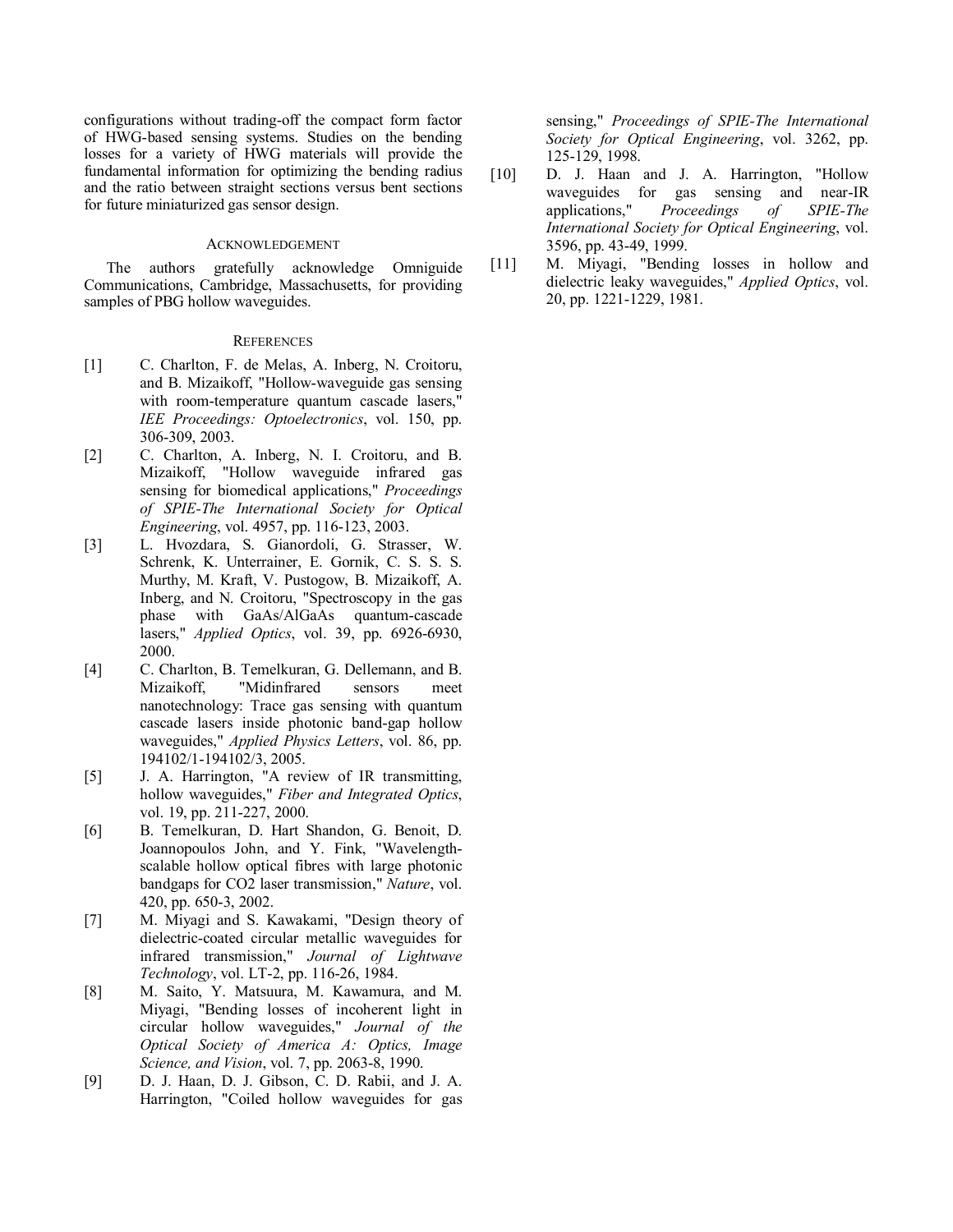configurations without trading-off the compact form factor of HWG-based sensing systems. Studies on the bending losses for a variety of HWG materials will provide the fundamental information for optimizing the bending radius and the ratio between straight sections versus bent sections for future miniaturized gas sensor design.

## Acknowledgement

The authors gratefully acknowledge Omniguide Communications, Cambridge, Massachusetts, for providing samples of PBG hollow waveguides.

## References

[1] C. Charlton, F. de Melas, A. Inberg, N. Croitoru, and B. Mizaikoff, "Hollow-waveguide gas sensing with room-temperature quantum cascade lasers," *IEE Proceedings: Optoelectronics*, vol. 150, pp. 306-309, 2003.

[2] C. Charlton, A. Inberg, N. I. Croitoru, and B. Mizaikoff, "Hollow waveguide infrared gas sensing for biomedical applications," *Proceedings of SPIE-The International Society for Optical Engineering*, vol. 4957, pp. 116-123, 2003.

[3] L. Hvozdara, S. Gianordoli, G. Strasser, W. Schrenk, K. Unterrainer, E. Gornik, C. S. S. S. Murthy, M. Kraft, V. Pustogow, B. Mizaikoff, A. Inberg, and N. Croitoru, "Spectroscopy in the gas phase with GaAs/AlGaAs quantum-cascade lasers," *Applied Optics*, vol. 39, pp. 6926-6930, 2000.

[4] C. Charlton, B. Temelkuran, G. Dellemann, and B. Mizaikoff, "Midinfrared sensors meet nanotechnology: Trace gas sensing with quantum cascade lasers inside photonic band-gap hollow waveguides," *Applied Physics Letters*, vol. 86, pp. 194102/1-194102/3, 2005.

[5] J. A. Harrington, "A review of IR transmitting, hollow waveguides," *Fiber and Integrated Optics*, vol. 19, pp. 211-227, 2000.

[6] B. Temelkuran, D. Hart Shandon, G. Benoit, D. Joannopoulos John, and Y. Fink, "Wavelength-scalable hollow optical fibres with large photonic bandgaps for CO2 laser transmission," *Nature*, vol. 420, pp. 650-3, 2002.

[7] M. Miyagi and S. Kawakami, "Design theory of dielectric-coated circular metallic waveguides for infrared transmission," *Journal of Lightwave Technology*, vol. LT-2, pp. 116-26, 1984.

[8] M. Saito, Y. Matsuura, M. Kawamura, and M. Miyagi, "Bending losses of incoherent light in circular hollow waveguides," *Journal of the Optical Society of America A: Optics, Image Science, and Vision*, vol. 7, pp. 2063-8, 1990.

[9] D. J. Haan, D. J. Gibson, C. D. Rabii, and J. A. Harrington, "Coiled hollow waveguides for gas sensing," *Proceedings of SPIE-The International Society for Optical Engineering*, vol. 3262, pp. 125-129, 1998.

[10] D. J. Haan and J. A. Harrington, "Hollow waveguides for gas sensing and near-IR applications," *Proceedings of SPIE-The International Society for Optical Engineering*, vol. 3596, pp. 43-49, 1999.

[11] M. Miyagi, "Bending losses in hollow and dielectric leaky waveguides," *Applied Optics*, vol. 20, pp. 1221-1229, 1981.